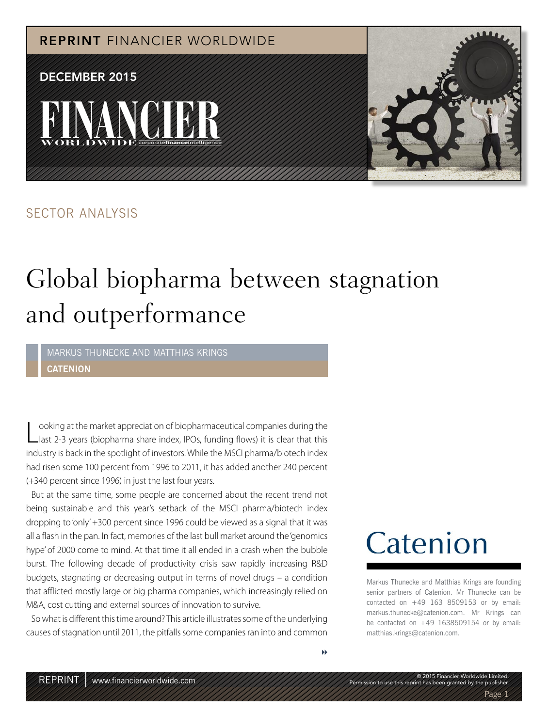REPRINT FINANCIER WORLDWIDE

DECEMBER 2015

SECTOR ANALYSIS

# Global biopharma between stagnation and outperformance

MARKUS THUNECKE AND MATTHIAS KRINGS

**CATENION**

Looking at the market appreciation of biopharmaceutical companies during the last 2-3 years (biopharma share index, IPOs, funding flows) it is clear that this industry is back in the spotlight of investors. While the MSCI pharma/biotech index had risen some 100 percent from 1996 to 2011, it has added another 240 percent (+340 percent since 1996) in just the last four years.

But at the same time, some people are concerned about the recent trend not being sustainable and this year's setback of the MSCI pharma/biotech index dropping to 'only' +300 percent since 1996 could be viewed as a signal that it was all a flash in the pan. In fact, memories of the last bull market around the 'genomics hype' of 2000 come to mind. At that time it all ended in a crash when the bubble burst. The following decade of productivity crisis saw rapidly increasing R&D budgets, stagnating or decreasing output in terms of novel drugs – a condition that afflicted mostly large or big pharma companies, which increasingly relied on M&A, cost cutting and external sources of innovation to survive.

So what is different this time around? This article illustrates some of the underlying causes of stagnation until 2011, the pitfalls some companies ran into and common

Catenion

Markus Thunecke and Matthias Krings are founding senior partners of Catenion. Mr Thunecke can be contacted on +49 163 8509153 or by email: markus.thunecke@catenion.com. Mr Krings can be contacted on +49 1638509154 or by email: matthias.krings@catenion.com.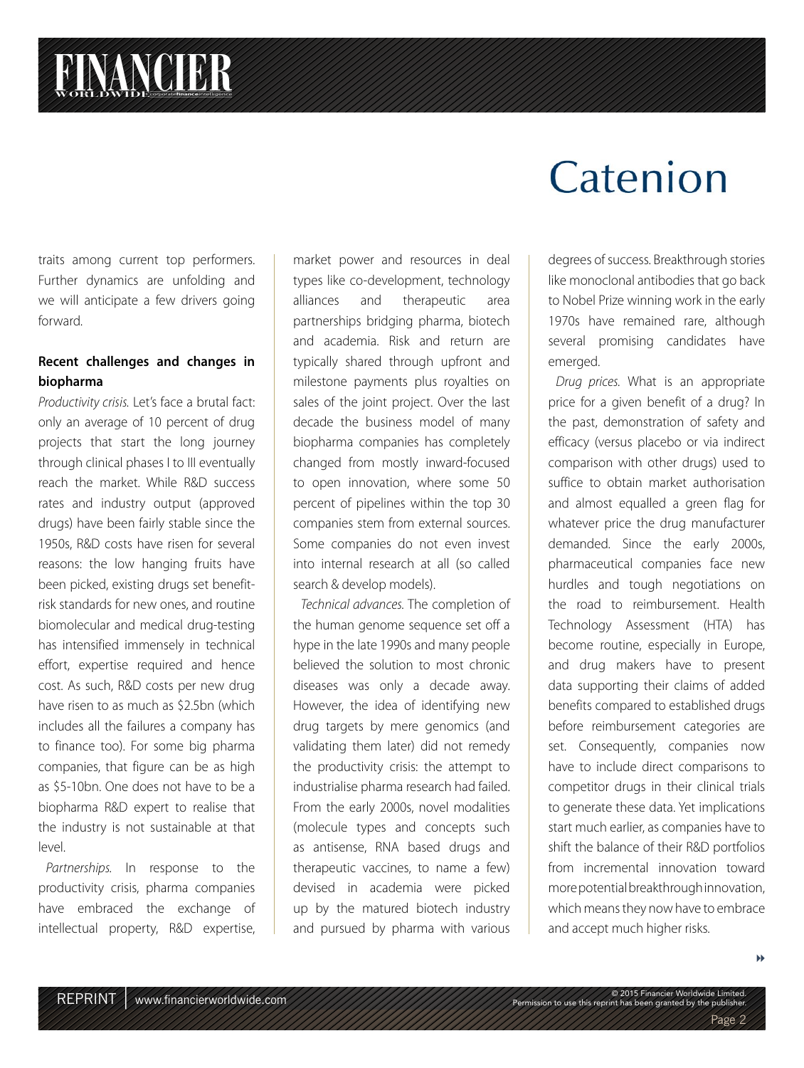traits among current top performers. Further dynamics are unfolding and we will anticipate a few drivers going forward.

**Recent challenges and changes in biopharma**

*Productivity crisis.* Let's face a brutal fact: only an average of 10 percent of drug projects that start the long journey through clinical phases I to III eventually reach the market. While R&D success rates and industry output (approved drugs) have been fairly stable since the 1950s, R&D costs have risen for several reasons: the low hanging fruits have been picked, existing drugs set benefit-risk standards for new ones, and routine biomolecular and medical drug-testing has intensified immensely in technical effort, expertise required and hence cost. As such, R&D costs per new drug have risen to as much as $2.5bn (which includes all the failures a company has to finance too). For some big pharma companies, that figure can be as high as $5-10bn. One does not have to be a biopharma R&D expert to realise that the industry is not sustainable at that level.

*Partnerships.* In response to the productivity crisis, pharma companies have embraced the exchange of intellectual property, R&D expertise, market power and resources in deal types like co-development, technology alliances and therapeutic area partnerships bridging pharma, biotech and academia. Risk and return are typically shared through upfront and milestone payments plus royalties on sales of the joint project. Over the last decade the business model of many biopharma companies has completely changed from mostly inward-focused to open innovation, where some 50 percent of pipelines within the top 30 companies stem from external sources. Some companies do not even invest into internal research at all (so called search & develop models).

*Technical advances.* The completion of the human genome sequence set off a hype in the late 1990s and many people believed the solution to most chronic diseases was only a decade away. However, the idea of identifying new drug targets by mere genomics (and validating them later) did not remedy the productivity crisis: the attempt to industrialise pharma research had failed. From the early 2000s, novel modalities (molecule types and concepts such as antisense, RNA based drugs and therapeutic vaccines, to name a few) devised in academia were picked up by the matured biotech industry and pursued by pharma with various degrees of success. Breakthrough stories like monoclonal antibodies that go back to Nobel Prize winning work in the early 1970s have remained rare, although several promising candidates have emerged.

*Drug prices.* What is an appropriate price for a given benefit of a drug? In the past, demonstration of safety and efficacy (versus placebo or via indirect comparison with other drugs) used to suffice to obtain market authorisation and almost equalled a green flag for whatever price the drug manufacturer demanded. Since the early 2000s, pharmaceutical companies face new hurdles and tough negotiations on the road to reimbursement. Health Technology Assessment (HTA) has become routine, especially in Europe, and drug makers have to present data supporting their claims of added benefits compared to established drugs before reimbursement categories are set. Consequently, companies now have to include direct comparisons to competitor drugs in their clinical trials to generate these data. Yet implications start much earlier, as companies have to shift the balance of their R&D portfolios from incremental innovation toward more potential breakthrough innovation, which means they now have to embrace and accept much higher risks.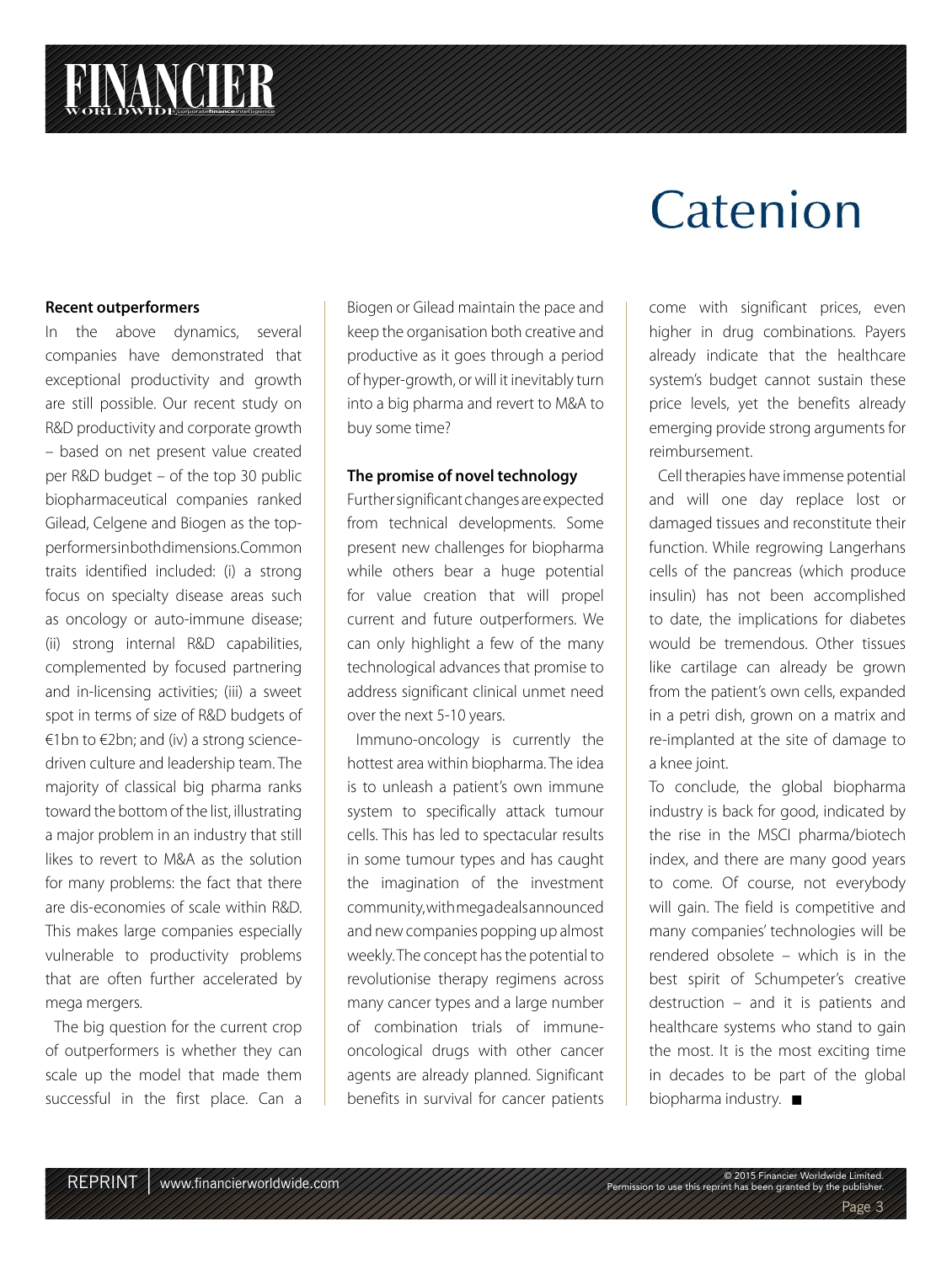## Recent outperformers

In the above dynamics, several companies have demonstrated that exceptional productivity and growth are still possible. Our recent study on R&D productivity and corporate growth – based on net present value created per R&D budget – of the top 30 public biopharmaceutical companies ranked Gilead, Celgene and Biogen as the top-performers in both dimensions. Common traits identified included: (i) a strong focus on specialty disease areas such as oncology or auto-immune disease; (ii) strong internal R&D capabilities, complemented by focused partnering and in-licensing activities; (iii) a sweet spot in terms of size of R&D budgets of €1bn to €2bn; and (iv) a strong science-driven culture and leadership team. The majority of classical big pharma ranks toward the bottom of the list, illustrating a major problem in an industry that still likes to revert to M&A as the solution for many problems: the fact that there are dis-economies of scale within R&D. This makes large companies especially vulnerable to productivity problems that are often further accelerated by mega mergers.

The big question for the current crop of outperformers is whether they can scale up the model that made them successful in the first place. Can a Biogen or Gilead maintain the pace and keep the organisation both creative and productive as it goes through a period of hyper-growth, or will it inevitably turn into a big pharma and revert to M&A to buy some time?

## The promise of novel technology

Further significant changes are expected from technical developments. Some present new challenges for biopharma while others bear a huge potential for value creation that will propel current and future outperformers. We can only highlight a few of the many technological advances that promise to address significant clinical unmet need over the next 5-10 years.

Immuno-oncology is currently the hottest area within biopharma. The idea is to unleash a patient's own immune system to specifically attack tumour cells. This has led to spectacular results in some tumour types and has caught the imagination of the investment community, with mega deals announced and new companies popping up almost weekly. The concept has the potential to revolutionise therapy regimens across many cancer types and a large number of combination trials of immune-oncological drugs with other cancer agents are already planned. Significant benefits in survival for cancer patients come with significant prices, even higher in drug combinations. Payers already indicate that the healthcare system's budget cannot sustain these price levels, yet the benefits already emerging provide strong arguments for reimbursement.

Cell therapies have immense potential and will one day replace lost or damaged tissues and reconstitute their function. While regrowing Langerhans cells of the pancreas (which produce insulin) has not been accomplished to date, the implications for diabetes would be tremendous. Other tissues like cartilage can already be grown from the patient's own cells, expanded in a petri dish, grown on a matrix and re-implanted at the site of damage to a knee joint.

To conclude, the global biopharma industry is back for good, indicated by the rise in the MSCI pharma/biotech index, and there are many good years to come. Of course, not everybody will gain. The field is competitive and many companies' technologies will be rendered obsolete – which is in the best spirit of Schumpeter's creative destruction – and it is patients and healthcare systems who stand to gain the most. It is the most exciting time in decades to be part of the global biopharma industry. ■